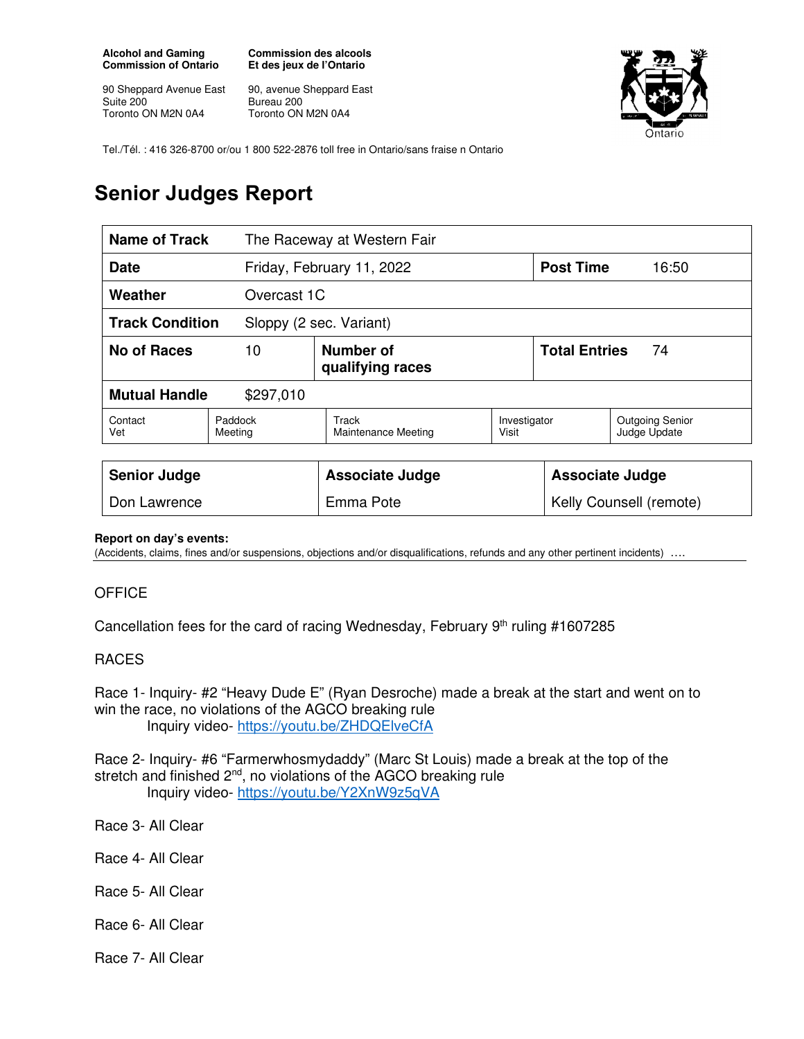**Alcohol and Gaming Commission of Ontario**

90 Sheppard Avenue East
Suite 200
Toronto ON M2N 0A4

**Commission des alcools Et des jeux de l'Ontario**

90, avenue Sheppard East
Bureau 200
Toronto ON M2N 0A4

Tel./Tél. : 416 326-8700 or/ou 1 800 522-2876 toll free in Ontario/sans fraise n Ontario

# Senior Judges Report

| **Name of Track** | The Raceway at Western Fair | | | |
|---|---|---|---|---|
| **Date** | Friday, February 11, 2022 | | **Post Time** | 16:50 |
| **Weather** | Overcast 1C | | | |
| **Track Condition** | Sloppy (2 sec. Variant) | | | |
| **No of Races** | 10 | **Number of qualifying races** | **Total Entries** | 74 |
| **Mutual Handle** | $297,010 | | | |
| Contact Vet | Paddock Meeting | Track Maintenance Meeting | Investigator Visit | Outgoing Senior Judge Update |

| **Senior Judge** | **Associate Judge** | **Associate Judge** |
|---|---|---|
| Don Lawrence | Emma Pote | Kelly Counsell (remote) |

**Report on day's events:**
(Accidents, claims, fines and/or suspensions, objections and/or disqualifications, refunds and any other pertinent incidents) ….

OFFICE

Cancellation fees for the card of racing Wednesday, February 9th ruling #1607285

RACES

Race 1- Inquiry- #2 "Heavy Dude E" (Ryan Desroche) made a break at the start and went on to win the race, no violations of the AGCO breaking rule
Inquiry video- https://youtu.be/ZHDQElveCfA

Race 2- Inquiry- #6 "Farmerwhosmydaddy" (Marc St Louis) made a break at the top of the stretch and finished 2nd, no violations of the AGCO breaking rule
Inquiry video- https://youtu.be/Y2XnW9z5qVA

Race 3- All Clear

Race 4- All Clear

Race 5- All Clear

Race 6- All Clear

Race 7- All Clear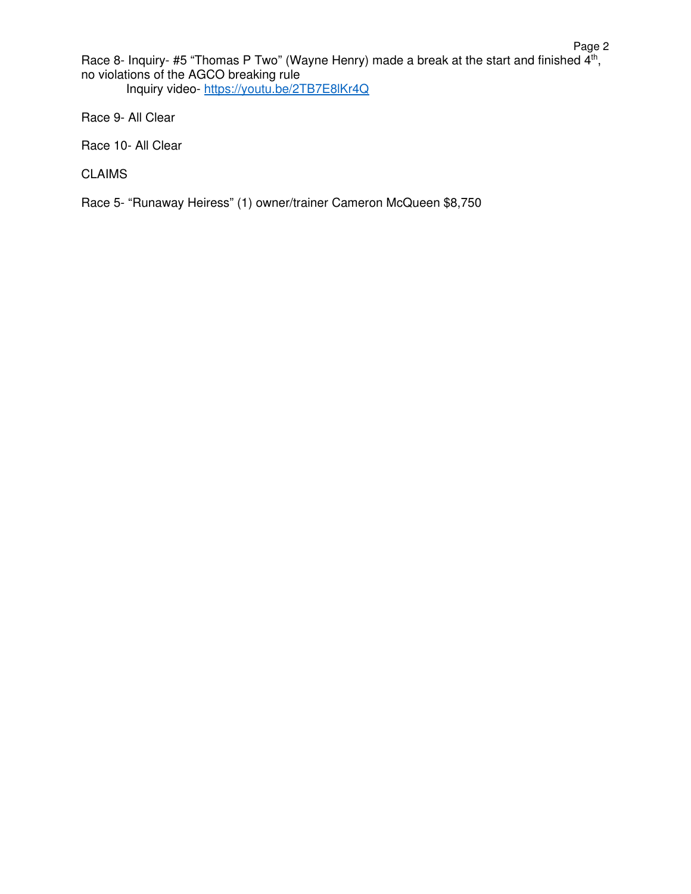Race 8- Inquiry- #5 “Thomas P Two” (Wayne Henry) made a break at the start and finished 4th, no violations of the AGCO breaking rule

Inquiry video- https://youtu.be/2TB7E8lKr4Q

Race 9- All Clear

Race 10- All Clear

CLAIMS

Race 5- “Runaway Heiress” (1) owner/trainer Cameron McQueen $8,750